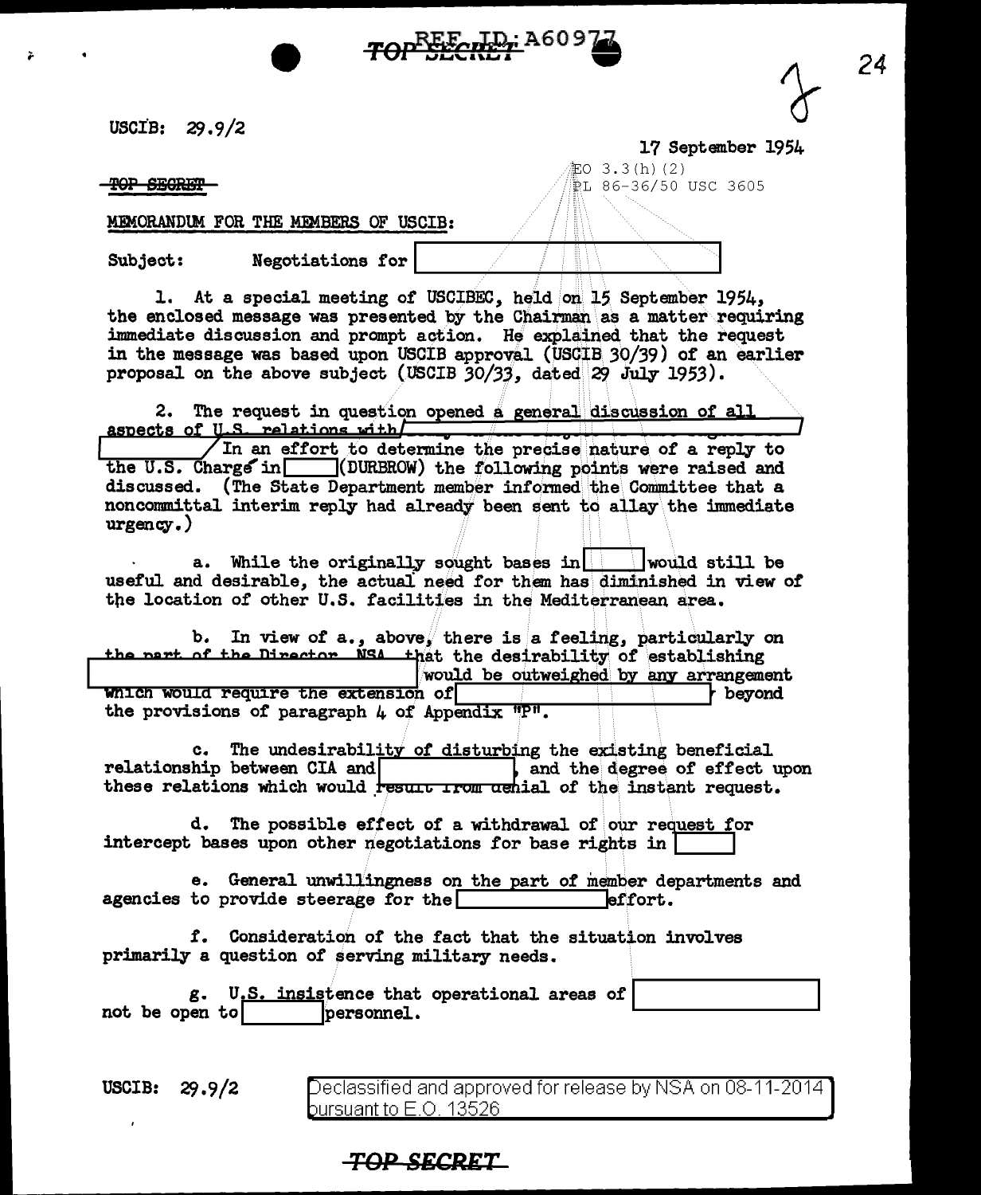~~TOP SECRET~~ REF ID: A60977

USCIB: 29.9/2

17 September 1954

~~TOP SECRET~~

EO 3.3(h)(2)
PL 86-36/50 USC 3605

MEMORANDUM FOR THE MEMBERS OF USCIB:

Subject: Negotiations for [ ]

1. At a special meeting of USCIBEC, held on 15 September 1954, the enclosed message was presented by the Chairman as a matter requiring immediate discussion and prompt action. He explained that the request in the message was based upon USCIB approval (USCIB 30/39) of an earlier proposal on the above subject (USCIB 30/33, dated 29 July 1953).

2. The request in question opened a general discussion of all aspects of U.S. relations with [ ] In an effort to determine the precise nature of a reply to the U.S. Chargé in [ ] (DURBROW) the following points were raised and discussed. (The State Department member informed the Committee that a noncommittal interim reply had already been sent to allay the immediate urgency.)

a. While the originally sought bases in [ ] would still be useful and desirable, the actual need for them has diminished in view of the location of other U.S. facilities in the Mediterranean area.

b. In view of a., above, there is a feeling, particularly on the part of the Director, NSA, that the desirability of establishing [ ] would be outweighed by any arrangement which would require the extension of [ ] beyond the provisions of paragraph 4 of Appendix "P".

c. The undesirability of disturbing the existing beneficial relationship between CIA and [ ], and the degree of effect upon these relations which would result from denial of the instant request.

d. The possible effect of a withdrawal of our request for intercept bases upon other negotiations for base rights in [ ]

e. General unwillingness on the part of member departments and agencies to provide steerage for the [ ] effort.

f. Consideration of the fact that the situation involves primarily a question of serving military needs.

g. U.S. insistence that operational areas of [ ] not be open to [ ] personnel.

USCIB: 29.9/2

Declassified and approved for release by NSA on 08-11-2014 pursuant to E.O. 13526

~~TOP SECRET~~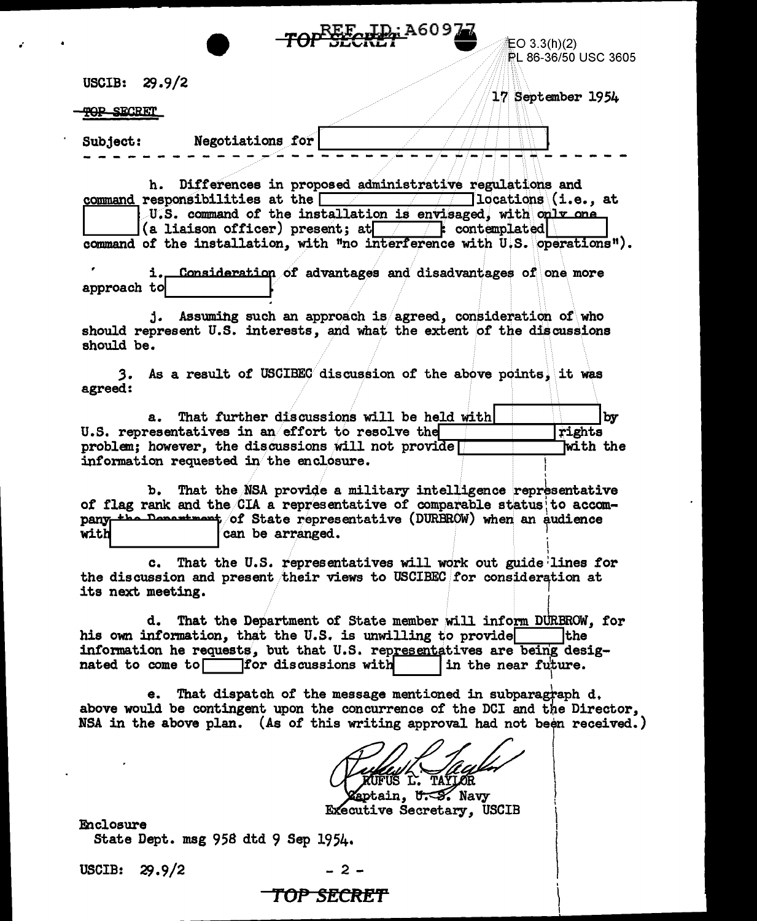USCIB: 29.9/2

17 September 1954

TOP SECRET

Subject: Negotiations for [REDACTED]

- - - - - - - - - - - - - - - - - - - - - - - - - - - - - - - -

h. Differences in proposed administrative regulations and command responsibilities at the [REDACTED] locations (i.e., at [REDACTED] U.S. command of the installation is envisaged, with only one [REDACTED] (a liaison officer) present; at [REDACTED]: contemplated [REDACTED] command of the installation, with "no interference with U.S. operations").

i. Consideration of advantages and disadvantages of one more approach to [REDACTED].

j. Assuming such an approach is agreed, consideration of who should represent U.S. interests, and what the extent of the discussions should be.

3. As a result of USCIBEC discussion of the above points, it was agreed:

a. That further discussions will be held with [REDACTED] by U.S. representatives in an effort to resolve the [REDACTED] rights problem; however, the discussions will not provide [REDACTED] with the information requested in the enclosure.

b. That the NSA provide a military intelligence representative of flag rank and the CIA a representative of comparable status to accompany the Department of State representative (DURBROW) when an audience with [REDACTED] can be arranged.

c. That the U.S. representatives will work out guide lines for the discussion and present their views to USCIBEC for consideration at its next meeting.

d. That the Department of State member will inform DURBROW, for his own information, that the U.S. is unwilling to provide [REDACTED] the information he requests, but that U.S. representatives are being designated to come to [REDACTED] for discussions with [REDACTED] in the near future.

e. That dispatch of the message mentioned in subparagraph d. above would be contingent upon the concurrence of the DCI and the Director, NSA in the above plan. (As of this writing approval had not been received.)

RUFUS L. TAYLOR
Captain, U. S. Navy
Executive Secretary, USCIB

Enclosure
State Dept. msg 958 dtd 9 Sep 1954.

USCIB: 29.9/2

TOP SECRET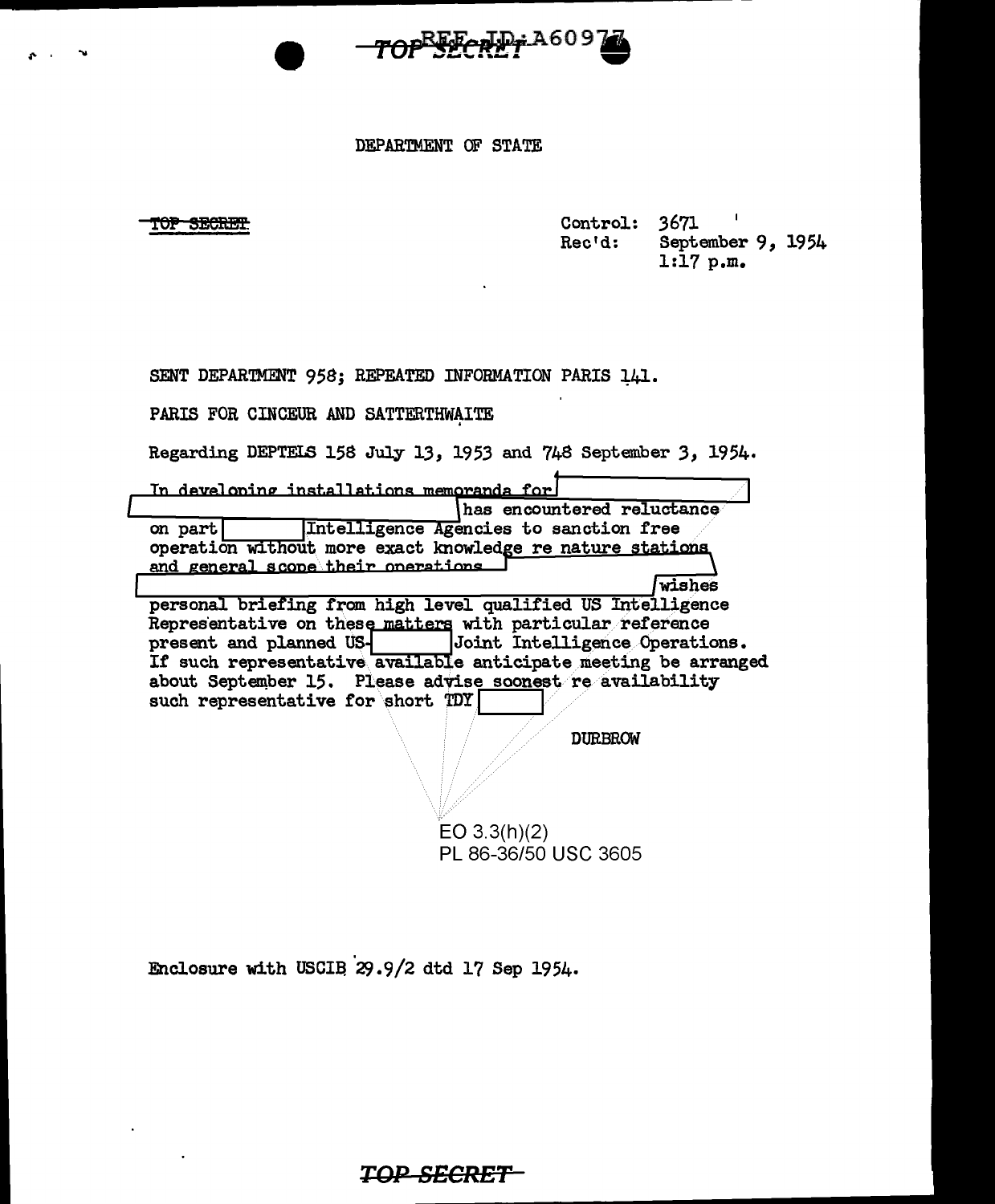REF ID:A60977

DEPARTMENT OF STATE

~~TOP SECRET~~

Control: 3671
Rec'd: September 9, 1954
1:17 p.m.

SENT DEPARTMENT 958; REPEATED INFORMATION PARIS 141.

PARIS FOR CINCEUR AND SATTERTHWAITE

Regarding DEPTELS 158 July 13, 1953 and 748 September 3, 1954.

In developing installations memoranda for [REDACTED] has encountered reluctance on part [REDACTED] Intelligence Agencies to sanction free operation without more exact knowledge re nature stations and general scope their operations [REDACTED] wishes personal briefing from high level qualified US Intelligence Representative on these matters with particular reference present and planned US-[REDACTED] Joint Intelligence Operations. If such representative available anticipate meeting be arranged about September 15. Please advise soonest re availability such representative for short TDY [REDACTED]

DURBROW

EO 3.3(h)(2)
PL 86-36/50 USC 3605

Enclosure with USCIB 29.9/2 dtd 17 Sep 1954.

~~TOP SECRET~~